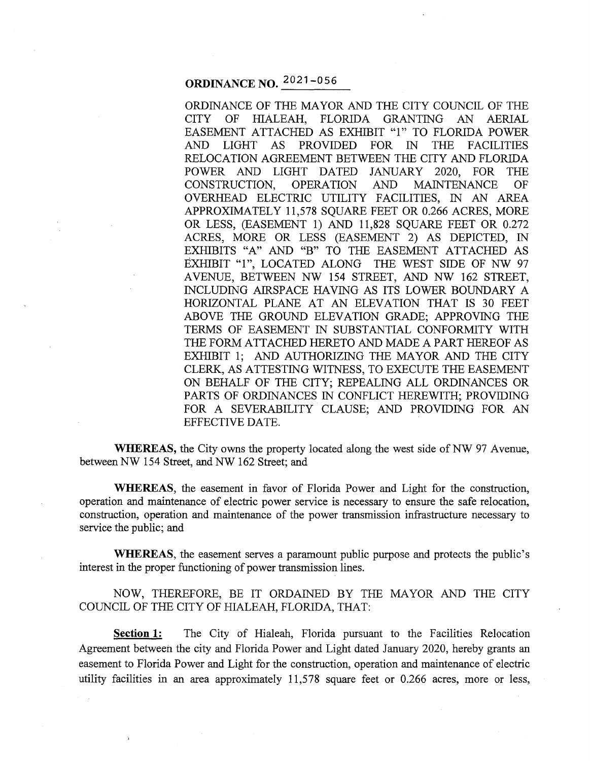# ORDINANCE NO. 2021-056

ORDINANCE OF THE MAYOR AND THE CITY COUNCIL OF THE CITY OF HIALEAH, FLORIDA GRANTING AN AERIAL EASEMENT ATTACHED AS EXHIBIT "1" TO FLORIDA POWER AND LIGHT AS PROVIDED FOR IN THE FACILITIES RELOCATION AGREEMENT BETWEEN THE CITY AND FLORIDA POWER AND LIGHT DATED JANUARY 2020, FOR THE CONSTRUCTION, OPERATION AND MAINTENANCE OF OVERHEAD ELECTRIC UTILITY FACILITIES, IN AN AREA APPROXIMATELY 11,578 SQUARE FEET OR 0.266 ACRES, MORE OR LESS, (EASEMENT 1) AND 11,828 SQUARE FEET OR 0.272 ACRES, MORE OR LESS (EASEMENT 2) AS DEPICTED, IN EXHIBITS "A" AND "B" TO THE EASEMENT ATTACHED AS EXHIBIT "1", LOCATED ALONG THE WEST SIDE OF NW 97 AVENUE, BETWEEN NW 154 STREET, AND NW 162 STREET, INCLUDING AIRSPACE HAVING AS ITS LOWER BOUNDARY A HORIZONTAL PLANE AT AN ELEVATION THAT IS 30 FEET ABOVE THE GROUND ELEVATION GRADE; APPROVING THE TERMS OF EASEMENT IN SUBSTANTIAL CONFORMITY WITH THE FORM ATTACHED HERETO AND MADE A PART HEREOF AS EXHIBIT 1; AND AUTHORIZING THE MAYOR AND THE CITY CLERK, AS ATTESTING WITNESS, TO EXECUTE THE EASEMENT ON BEHALF OF THE CITY; REPEALING ALL ORDINANCES OR PARTS OF ORDINANCES IN CONFLICT HEREWITH; PROVIDING FOR A SEVERABILITY CLAUSE; AND PROVIDING FOR AN EFFECTIVE DATE.

**WHEREAS,** the City owns the property located along the west side of NW 97 Avenue, between NW 154 Street, and NW 162 Street; and

**WHEREAS**, the easement in favor of Florida Power and Light for the construction, operation and maintenance of electric power service is necessary to ensure the safe relocation, construction, operation and maintenance of the power transmission infrastructure necessary to service the public; and

**WHEREAS**, the easement serves a paramount public purpose and protects the public's interest in the proper functioning of power transmission lines.

NOW, THEREFORE, BE IT ORDAINED BY THE MAYOR AND THE CITY COUNCIL OF THE CITY OF HIALEAH, FLORIDA, THAT:

**Section 1:** The City of Hialeah, Florida pursuant to the Facilities Relocation Agreement between the city and Florida Power and Light dated January 2020, hereby grants an easement to Florida Power and Light for the construction, operation and maintenance of electric utility facilities in an area approximately 11,578 square feet or 0.266 acres, more or less,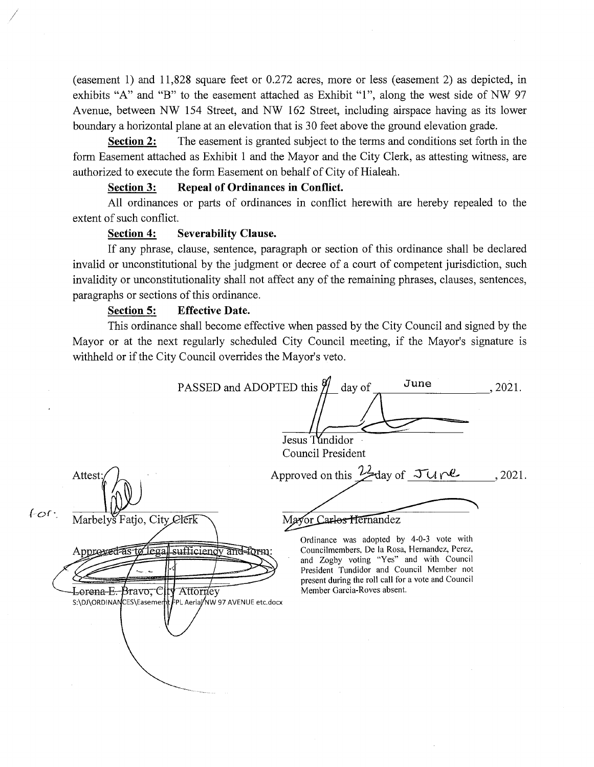(easement 1) and 11,828 square feet or 0.272 acres, more or less (easement 2) as depicted, in exhibits "A" and "B" to the easement attached as Exhibit "1", along the west side of NW 97 Avenue, between NW 154 Street, and NW 162 Street, including airspace having as its lower boundary a horizontal plane at an elevation that is 30 feet above the ground elevation grade.

**Section 2:** The easement is granted subject to the terms and conditions set forth in the form Easement attached as Exhibit 1 and the Mayor and the City Clerk, as attesting witness, are authorized to execute the form Easement on behalf of City of Hialeah.

**Section 3: Repeal of Ordinances in Conflict.**

All ordinances or parts of ordinances in conflict herewith are hereby repealed to the extent of such conflict.

**Section 4: Severability Clause.**

If any phrase, clause, sentence, paragraph or section of this ordinance shall be declared invalid or unconstitutional by the judgment or decree of a court of competent jurisdiction, such invalidity or unconstitutionality shall not affect any of the remaining phrases, clauses, sentences, paragraphs or sections of this ordinance.

**Section 5: Effective Date.**

This ordinance shall become effective when passed by the City Council and signed by the Mayor or at the next regularly scheduled City Council meeting, if the Mayor's signature is withheld or if the City Council overrides the Mayor's veto.

PASSED and ADOPTED this 8 day of June, 2021.

Jesus Tundidor
Council President

Attest:

for: Marbelys Fatjo, City Clerk

Approved on this 22 day of June, 2021.

Mayor Carlos Hernandez

Approved as to legal sufficiency and form:

Lorena E. Bravo, City Attorney

S:\DJ\ORDINANCES\Easement FPL Aerial NW 97 AVENUE etc.docx

Ordinance was adopted by 4-0-3 vote with Councilmembers, De la Rosa, Hernandez, Perez, and Zogby voting "Yes" and with Council President Tundidor and Council Member not present during the roll call for a vote and Council Member Garcia-Roves absent.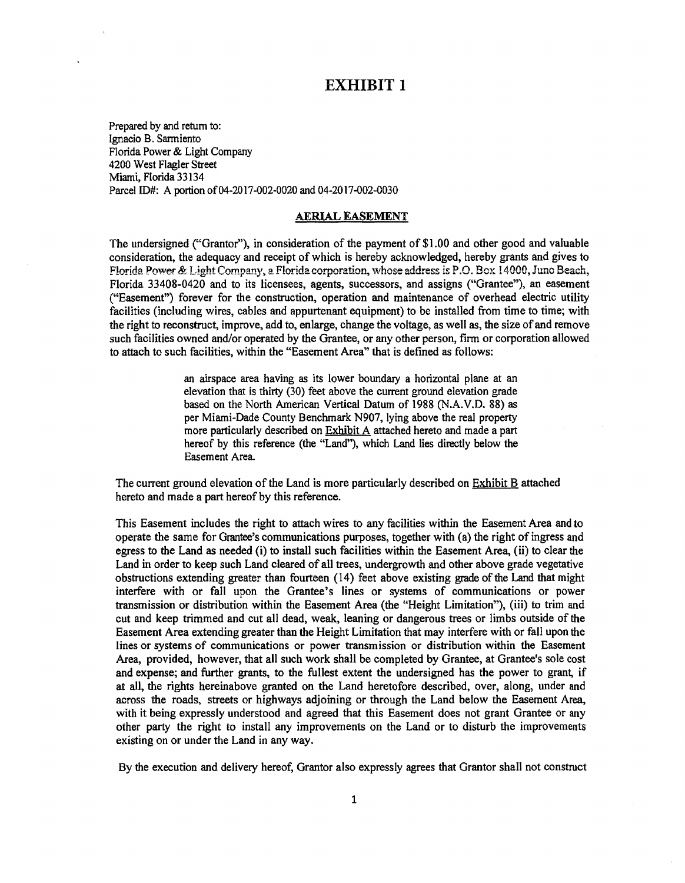# EXHIBIT 1

Prepared by and return to:
Ignacio B. Sarmiento
Florida Power & Light Company
4200 West Flagler Street
Miami, Florida 33134
Parcel ID#: A portion of 04-2017-002-0020 and 04-2017-002-0030

## AERIAL EASEMENT

The undersigned ("Grantor"), in consideration of the payment of $1.00 and other good and valuable consideration, the adequacy and receipt of which is hereby acknowledged, hereby grants and gives to Florida Power & Light Company, a Florida corporation, whose address is P.O. Box 14000, Juno Beach, Florida 33408-0420 and to its licensees, agents, successors, and assigns ("Grantee"), an easement ("Easement") forever for the construction, operation and maintenance of overhead electric utility facilities (including wires, cables and appurtenant equipment) to be installed from time to time; with the right to reconstruct, improve, add to, enlarge, change the voltage, as well as, the size of and remove such facilities owned and/or operated by the Grantee, or any other person, firm or corporation allowed to attach to such facilities, within the "Easement Area" that is defined as follows:

> an airspace area having as its lower boundary a horizontal plane at an elevation that is thirty (30) feet above the current ground elevation grade based on the North American Vertical Datum of 1988 (N.A.V.D. 88) as per Miami-Dade County Benchmark N907, lying above the real property more particularly described on Exhibit A attached hereto and made a part hereof by this reference (the "Land"), which Land lies directly below the Easement Area.

The current ground elevation of the Land is more particularly described on Exhibit B attached hereto and made a part hereof by this reference.

This Easement includes the right to attach wires to any facilities within the Easement Area and to operate the same for Grantee's communications purposes, together with (a) the right of ingress and egress to the Land as needed (i) to install such facilities within the Easement Area, (ii) to clear the Land in order to keep such Land cleared of all trees, undergrowth and other above grade vegetative obstructions extending greater than fourteen (14) feet above existing grade of the Land that might interfere with or fall upon the Grantee's lines or systems of communications or power transmission or distribution within the Easement Area (the "Height Limitation"), (iii) to trim and cut and keep trimmed and cut all dead, weak, leaning or dangerous trees or limbs outside of the Easement Area extending greater than the Height Limitation that may interfere with or fall upon the lines or systems of communications or power transmission or distribution within the Easement Area, provided, however, that all such work shall be completed by Grantee, at Grantee's sole cost and expense; and further grants, to the fullest extent the undersigned has the power to grant, if at all, the rights hereinabove granted on the Land heretofore described, over, along, under and across the roads, streets or highways adjoining or through the Land below the Easement Area, with it being expressly understood and agreed that this Easement does not grant Grantee or any other party the right to install any improvements on the Land or to disturb the improvements existing on or under the Land in any way.

By the execution and delivery hereof, Grantor also expressly agrees that Grantor shall not construct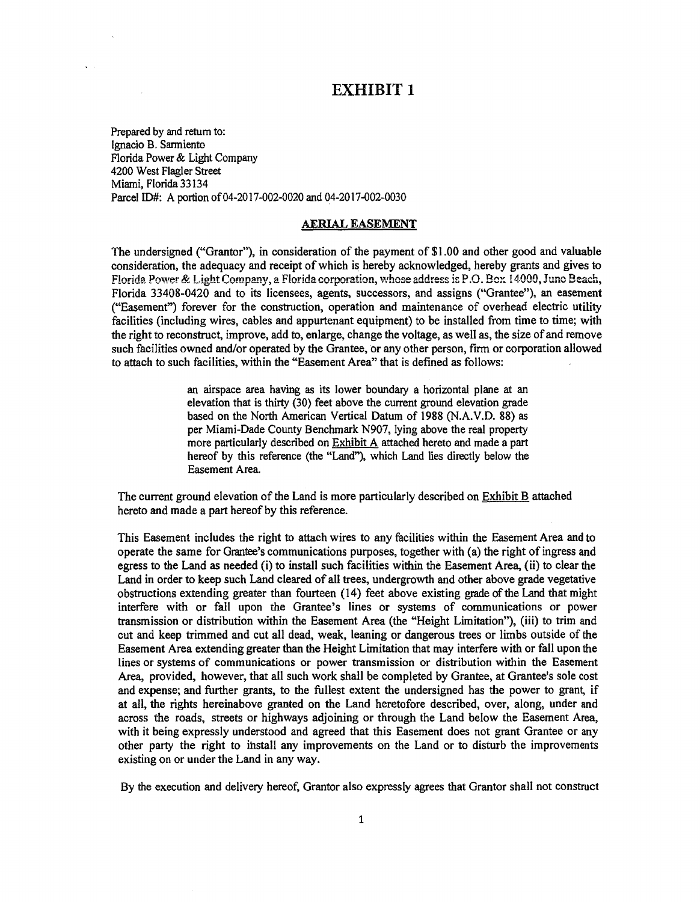# EXHIBIT 1

Prepared by and return to:
Ignacio B. Sarmiento
Florida Power & Light Company
4200 West Flagler Street
Miami, Florida 33134
Parcel ID#: A portion of 04-2017-002-0020 and 04-2017-002-0030

## AERIAL EASEMENT

The undersigned ("Grantor"), in consideration of the payment of $1.00 and other good and valuable consideration, the adequacy and receipt of which is hereby acknowledged, hereby grants and gives to Florida Power & Light Company, a Florida corporation, whose address is P.O. Box 14000, Juno Beach, Florida 33408-0420 and to its licensees, agents, successors, and assigns ("Grantee"), an easement ("Easement") forever for the construction, operation and maintenance of overhead electric utility facilities (including wires, cables and appurtenant equipment) to be installed from time to time; with the right to reconstruct, improve, add to, enlarge, change the voltage, as well as, the size of and remove such facilities owned and/or operated by the Grantee, or any other person, firm or corporation allowed to attach to such facilities, within the "Easement Area" that is defined as follows:

> an airspace area having as its lower boundary a horizontal plane at an elevation that is thirty (30) feet above the current ground elevation grade based on the North American Vertical Datum of 1988 (N.A.V.D. 88) as per Miami-Dade County Benchmark N907, lying above the real property more particularly described on Exhibit A attached hereto and made a part hereof by this reference (the "Land"), which Land lies directly below the Easement Area.

The current ground elevation of the Land is more particularly described on Exhibit B attached hereto and made a part hereof by this reference.

This Easement includes the right to attach wires to any facilities within the Easement Area and to operate the same for Grantee's communications purposes, together with (a) the right of ingress and egress to the Land as needed (i) to install such facilities within the Easement Area, (ii) to clear the Land in order to keep such Land cleared of all trees, undergrowth and other above grade vegetative obstructions extending greater than fourteen (14) feet above existing grade of the Land that might interfere with or fall upon the Grantee's lines or systems of communications or power transmission or distribution within the Easement Area (the "Height Limitation"), (iii) to trim and cut and keep trimmed and cut all dead, weak, leaning or dangerous trees or limbs outside of the Easement Area extending greater than the Height Limitation that may interfere with or fall upon the lines or systems of communications or power transmission or distribution within the Easement Area, provided, however, that all such work shall be completed by Grantee, at Grantee's sole cost and expense; and further grants, to the fullest extent the undersigned has the power to grant, if at all, the rights hereinabove granted on the Land heretofore described, over, along, under and across the roads, streets or highways adjoining or through the Land below the Easement Area, with it being expressly understood and agreed that this Easement does not grant Grantee or any other party the right to install any improvements on the Land or to disturb the improvements existing on or under the Land in any way.

By the execution and delivery hereof, Grantor also expressly agrees that Grantor shall not construct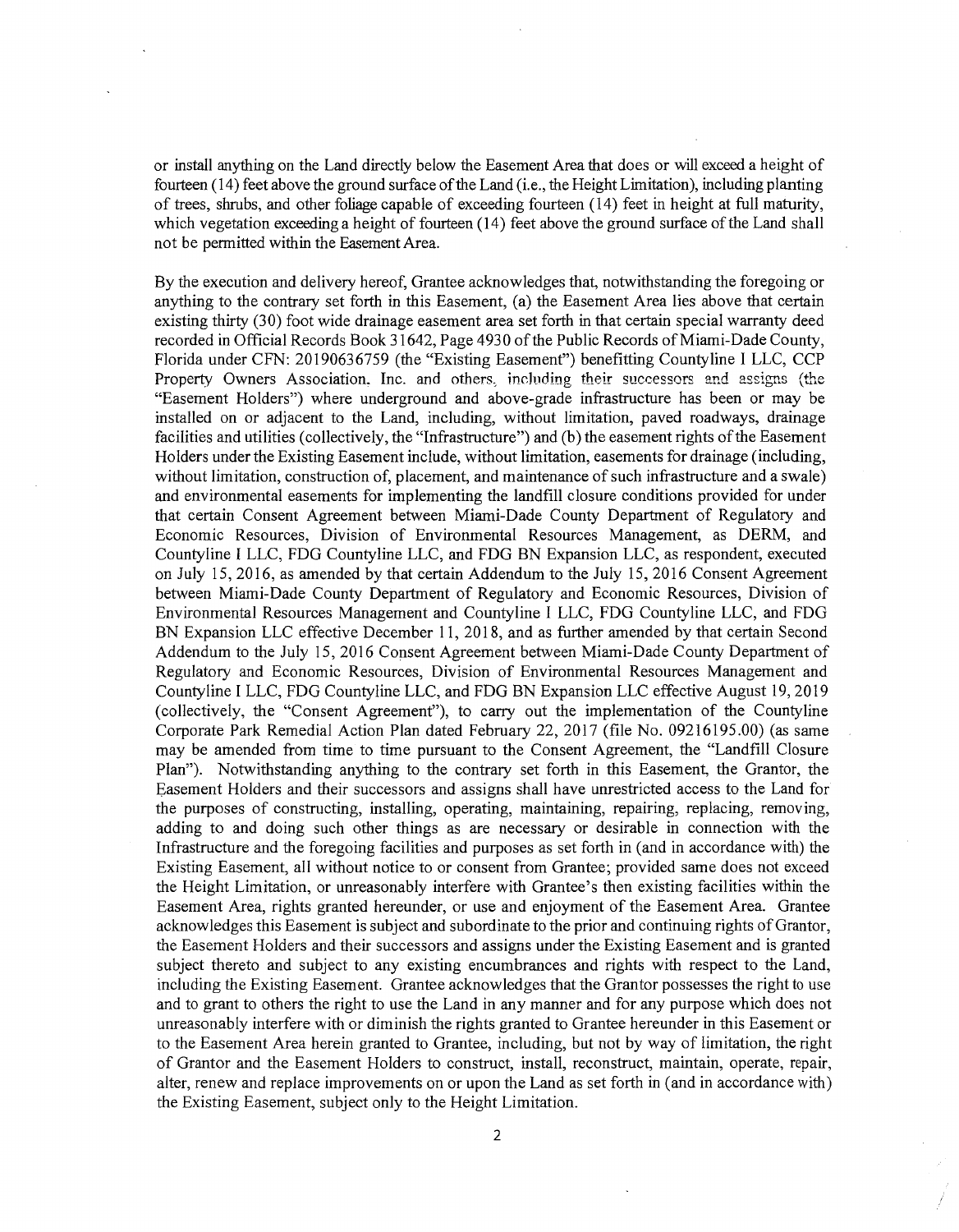or install anything on the Land directly below the Easement Area that does or will exceed a height of fourteen (14) feet above the ground surface of the Land (i.e., the Height Limitation), including planting of trees, shrubs, and other foliage capable of exceeding fourteen (14) feet in height at full maturity, which vegetation exceeding a height of fourteen (14) feet above the ground surface of the Land shall not be permitted within the Easement Area.

By the execution and delivery hereof, Grantee acknowledges that, notwithstanding the foregoing or anything to the contrary set forth in this Easement, (a) the Easement Area lies above that certain existing thirty (30) foot wide drainage easement area set forth in that certain special warranty deed recorded in Official Records Book 31642, Page 4930 of the Public Records of Miami-Dade County, Florida under CFN: 20190636759 (the "Existing Easement") benefitting Countyline I LLC, CCP Property Owners Association, Inc. and others, including their successors and assigns (the "Easement Holders") where underground and above-grade infrastructure has been or may be installed on or adjacent to the Land, including, without limitation, paved roadways, drainage facilities and utilities (collectively, the "Infrastructure") and (b) the easement rights of the Easement Holders under the Existing Easement include, without limitation, easements for drainage (including, without limitation, construction of, placement, and maintenance of such infrastructure and a swale) and environmental easements for implementing the landfill closure conditions provided for under that certain Consent Agreement between Miami-Dade County Department of Regulatory and Economic Resources, Division of Environmental Resources Management, as DERM, and Countyline I LLC, FDG Countyline LLC, and FDG BN Expansion LLC, as respondent, executed on July 15, 2016, as amended by that certain Addendum to the July 15, 2016 Consent Agreement between Miami-Dade County Department of Regulatory and Economic Resources, Division of Environmental Resources Management and Countyline I LLC, FDG Countyline LLC, and FDG BN Expansion LLC effective December 11, 2018, and as further amended by that certain Second Addendum to the July 15, 2016 Consent Agreement between Miami-Dade County Department of Regulatory and Economic Resources, Division of Environmental Resources Management and Countyline I LLC, FDG Countyline LLC, and FDG BN Expansion LLC effective August 19, 2019 (collectively, the "Consent Agreement"), to carry out the implementation of the Countyline Corporate Park Remedial Action Plan dated February 22, 2017 (file No. 09216195.00) (as same may be amended from time to time pursuant to the Consent Agreement, the "Landfill Closure Plan"). Notwithstanding anything to the contrary set forth in this Easement, the Grantor, the Easement Holders and their successors and assigns shall have unrestricted access to the Land for the purposes of constructing, installing, operating, maintaining, repairing, replacing, removing, adding to and doing such other things as are necessary or desirable in connection with the Infrastructure and the foregoing facilities and purposes as set forth in (and in accordance with) the Existing Easement, all without notice to or consent from Grantee; provided same does not exceed the Height Limitation, or unreasonably interfere with Grantee's then existing facilities within the Easement Area, rights granted hereunder, or use and enjoyment of the Easement Area. Grantee acknowledges this Easement is subject and subordinate to the prior and continuing rights of Grantor, the Easement Holders and their successors and assigns under the Existing Easement and is granted subject thereto and subject to any existing encumbrances and rights with respect to the Land, including the Existing Easement. Grantee acknowledges that the Grantor possesses the right to use and to grant to others the right to use the Land in any manner and for any purpose which does not unreasonably interfere with or diminish the rights granted to Grantee hereunder in this Easement or to the Easement Area herein granted to Grantee, including, but not by way of limitation, the right of Grantor and the Easement Holders to construct, install, reconstruct, maintain, operate, repair, alter, renew and replace improvements on or upon the Land as set forth in (and in accordance with) the Existing Easement, subject only to the Height Limitation.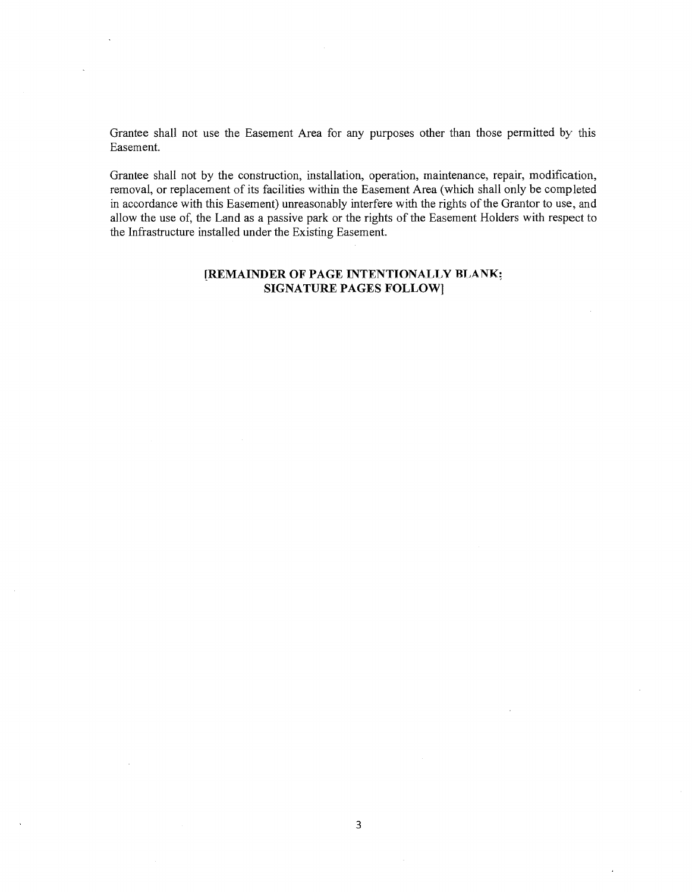Grantee shall not use the Easement Area for any purposes other than those permitted by this Easement.

Grantee shall not by the construction, installation, operation, maintenance, repair, modification, removal, or replacement of its facilities within the Easement Area (which shall only be completed in accordance with this Easement) unreasonably interfere with the rights of the Grantor to use, and allow the use of, the Land as a passive park or the rights of the Easement Holders with respect to the Infrastructure installed under the Existing Easement.

**[REMAINDER OF PAGE INTENTIONALLY BLANK; SIGNATURE PAGES FOLLOW]**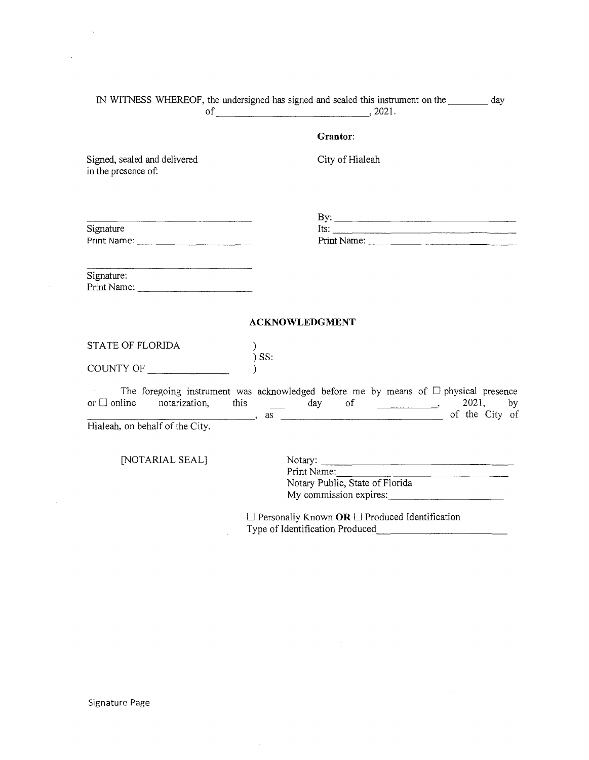IN WITNESS WHEREOF, the undersigned has signed and sealed this instrument on the ________ day of ______________________________, 2021.

**Grantor**:

Signed, sealed and delivered in the presence of:

City of Hialeah

______________________________
Signature
Print Name: ____________________

By: ______________________________
Its: ______________________________
Print Name: ________________________

______________________________
Signature:
Print Name: ____________________

**ACKNOWLEDGMENT**

STATE OF FLORIDA )
) SS:
COUNTY OF ______________ )

The foregoing instrument was acknowledged before me by means of ☐ physical presence or ☐ online notarization, this ___ day of __________, 2021, by ______________________________, as ______________________________ of the City of Hialeah, on behalf of the City.

[NOTARIAL SEAL]

Notary: ______________________________
Print Name: ___________________________
Notary Public, State of Florida
My commission expires: ________________

☐ Personally Known **OR** ☐ Produced Identification
Type of Identification Produced______________________

Signature Page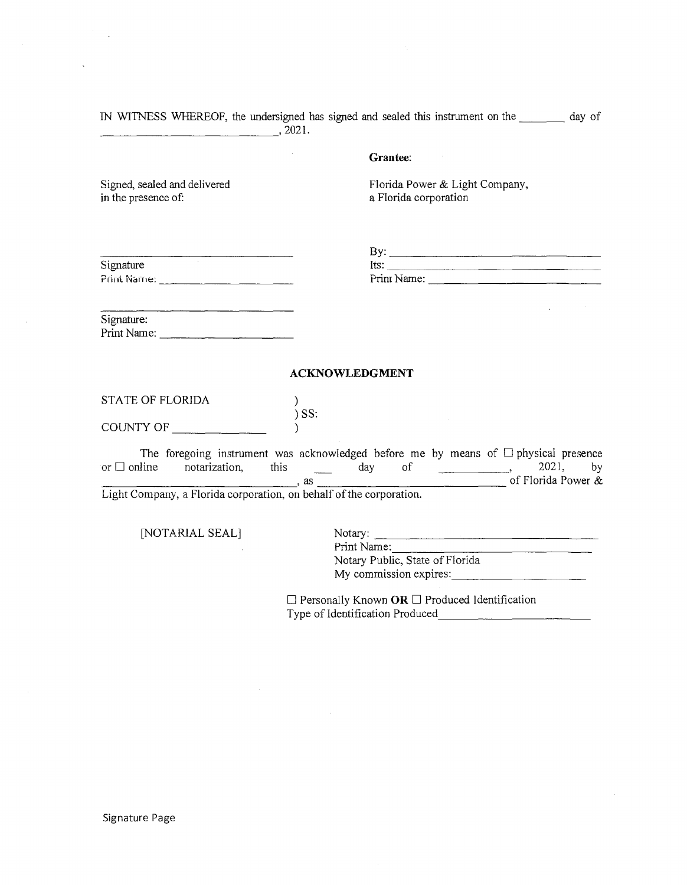IN WITNESS WHEREOF, the undersigned has signed and sealed this instrument on the ________ day of ______________________________, 2021.

**Grantee:**

Signed, sealed and delivered in the presence of:

Florida Power & Light Company, a Florida corporation

_______________________________
Signature
Print Name: ____________________

By: ______________________________
Its: ______________________________
Print Name: ________________________

_______________________________
Signature:
Print Name: ____________________

**ACKNOWLEDGMENT**

STATE OF FLORIDA )
) SS:
COUNTY OF ______________ )

The foregoing instrument was acknowledged before me by means of ☐ physical presence or ☐ online notarization, this ___ day of ___________, 2021, by ______________________________, as ______________________________ of Florida Power & Light Company, a Florida corporation, on behalf of the corporation.

[NOTARIAL SEAL]

Notary: ______________________________
Print Name: __________________________
Notary Public, State of Florida
My commission expires: ________________

☐ Personally Known **OR** ☐ Produced Identification
Type of Identification Produced_____________________

Signature Page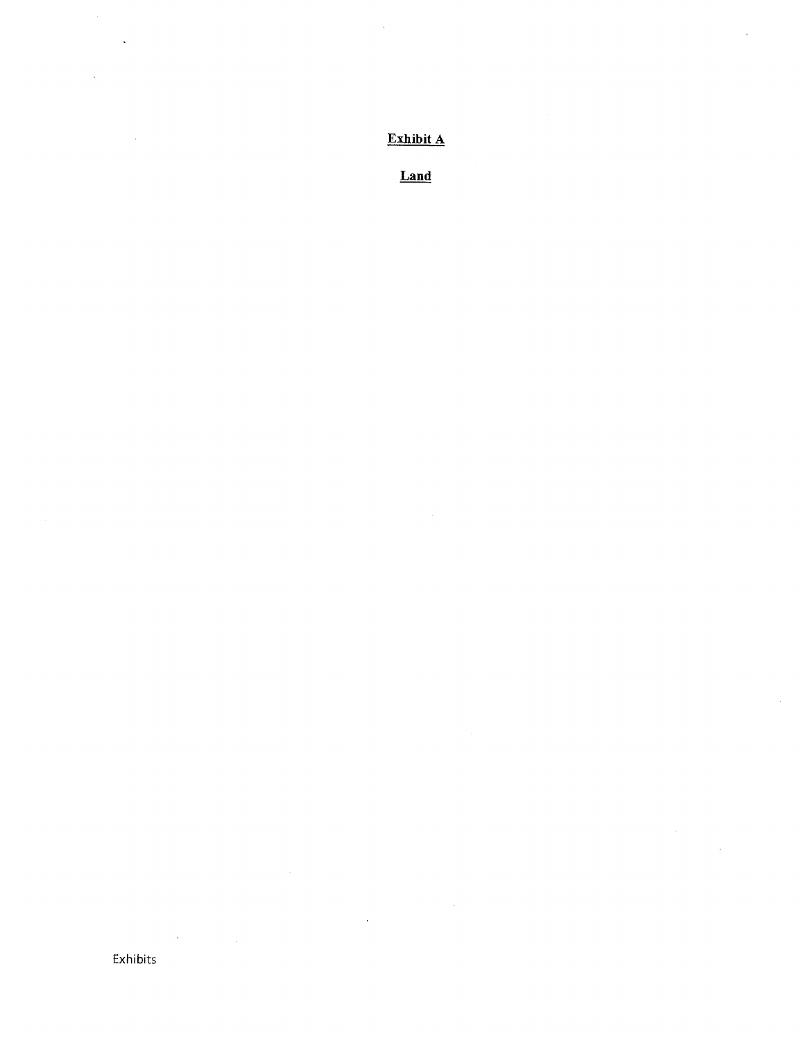**Exhibit A**

**Land**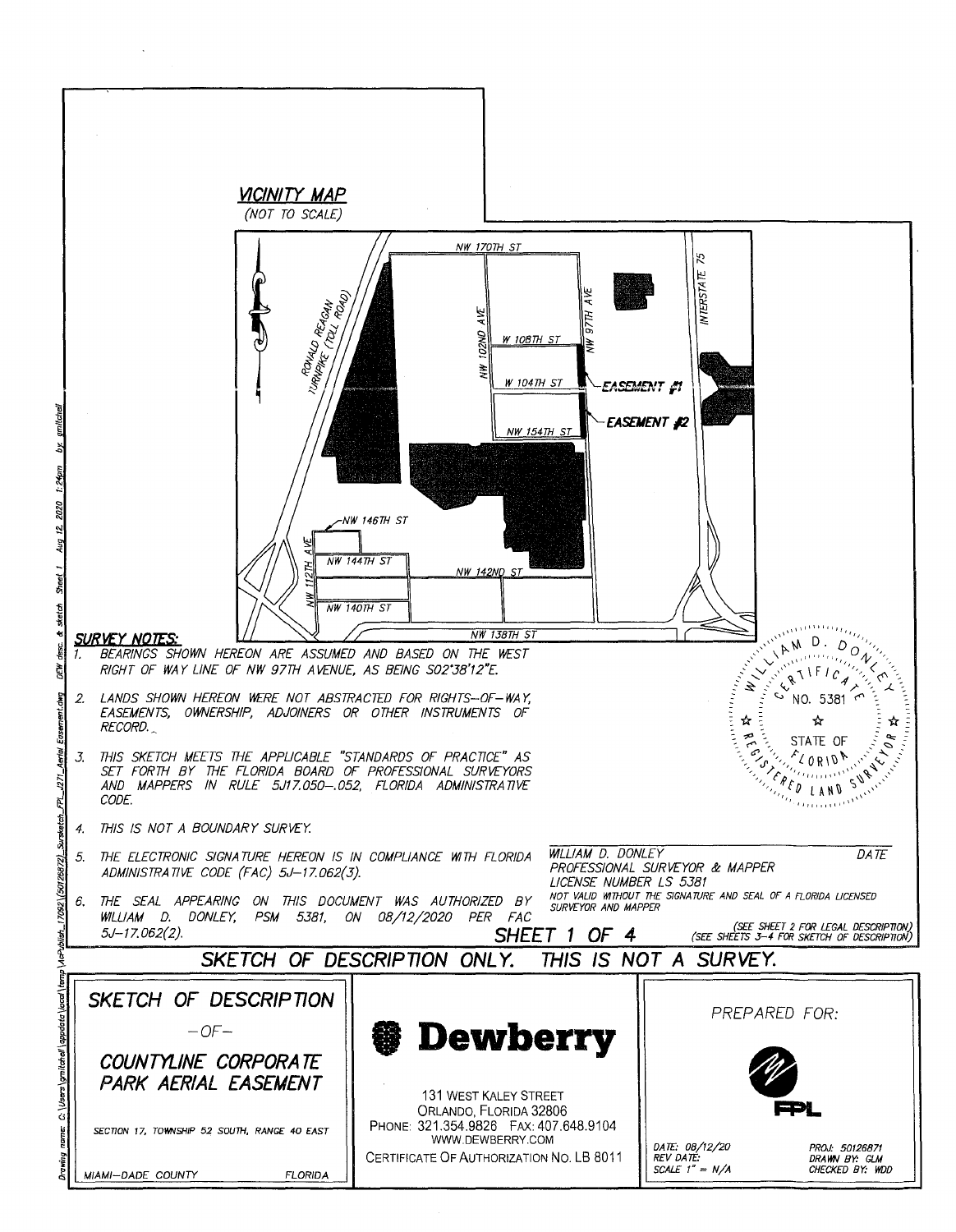## VICINITY MAP

(NOT TO SCALE)

NW 170TH ST

RONALD REAGAN TURNPIKE (TOLL ROAD)

NW 102ND AVE

NW 97TH AVE

INTERSTATE 75

W 108TH ST

W 104TH ST

EASEMENT #1

EASEMENT #2

NW 154TH ST

NW 146TH ST

NW 112TH AVE

NW 144TH ST

NW 142ND ST

NW 140TH ST

NW 138TH ST

### SURVEY NOTES:

1. BEARINGS SHOWN HEREON ARE ASSUMED AND BASED ON THE WEST RIGHT OF WAY LINE OF NW 97TH AVENUE, AS BEING S02°38'12"E.
2. LANDS SHOWN HEREON WERE NOT ABSTRACTED FOR RIGHTS-OF-WAY, EASEMENTS, OWNERSHIP, ADJOINERS OR OTHER INSTRUMENTS OF RECORD.
3. THIS SKETCH MEETS THE APPLICABLE "STANDARDS OF PRACTICE" AS SET FORTH BY THE FLORIDA BOARD OF PROFESSIONAL SURVEYORS AND MAPPERS IN RULE 5J17.050-.052, FLORIDA ADMINISTRATIVE CODE.
4. THIS IS NOT A BOUNDARY SURVEY.
5. THE ELECTRONIC SIGNATURE HEREON IS IN COMPLIANCE WITH FLORIDA ADMINISTRATIVE CODE (FAC) 5J-17.062(3).
6. THE SEAL APPEARING ON THIS DOCUMENT WAS AUTHORIZED BY WILLIAM D. DONLEY, PSM 5381, ON 08/12/2020 PER FAC 5J-17.062(2).

WILLIAM D. DONLEY CERTIFICATE NO. 5381 STATE OF FLORIDA REGISTERED LAND SURVEYOR

WILLIAM D. DONLEY — DATE
PROFESSIONAL SURVEYOR & MAPPER
LICENSE NUMBER LS 5381
NOT VALID WITHOUT THE SIGNATURE AND SEAL OF A FLORIDA LICENSED SURVEYOR AND MAPPER

SHEET 1 OF 4

(SEE SHEET 2 FOR LEGAL DESCRIPTION)
(SEE SHEETS 3-4 FOR SKETCH OF DESCRIPTION)

**SKETCH OF DESCRIPTION ONLY. THIS IS NOT A SURVEY.**

| SKETCH OF DESCRIPTION -OF- COUNTYLINE CORPORATE PARK AERIAL EASEMENT | Dewberry | PREPARED FOR: FPL |
|---|---|---|
| SECTION 17, TOWNSHIP 52 SOUTH, RANGE 40 EAST | 131 WEST KALEY STREET, ORLANDO, FLORIDA 32806, PHONE: 321.354.9826 FAX: 407.648.9104, WWW.DEWBERRY.COM | DATE: 08/12/20; REV DATE:; SCALE 1" = N/A; PROJ: 50126871; DRAWN BY: GLM; CHECKED BY: WDD |
| MIAMI-DADE COUNTY — FLORIDA | CERTIFICATE OF AUTHORIZATION NO. LB 8011 | |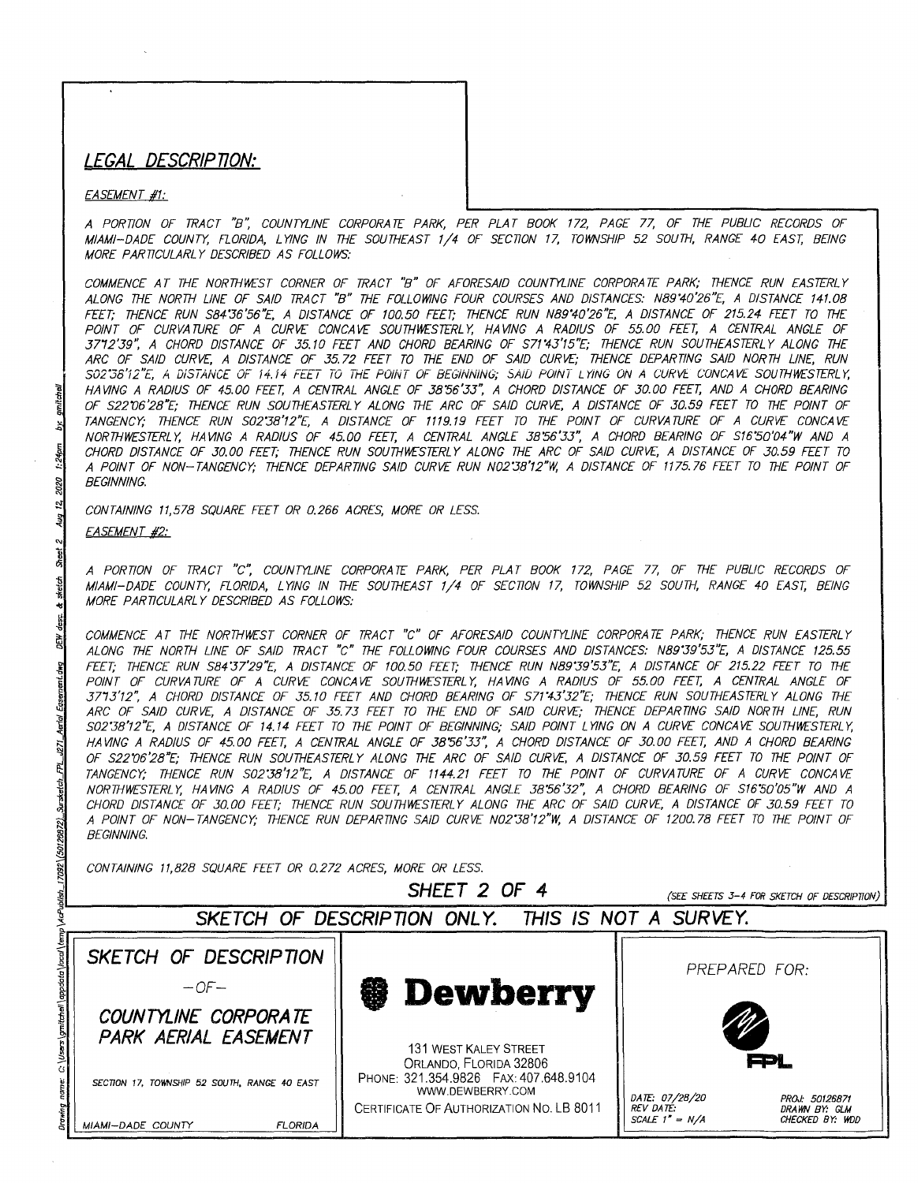## LEGAL DESCRIPTION:

EASEMENT #1:

A PORTION OF TRACT "B", COUNTYLINE CORPORATE PARK, PER PLAT BOOK 172, PAGE 77, OF THE PUBLIC RECORDS OF MIAMI-DADE COUNTY, FLORIDA, LYING IN THE SOUTHEAST 1/4 OF SECTION 17, TOWNSHIP 52 SOUTH, RANGE 40 EAST, BEING MORE PARTICULARLY DESCRIBED AS FOLLOWS:

COMMENCE AT THE NORTHWEST CORNER OF TRACT "B" OF AFORESAID COUNTYLINE CORPORATE PARK; THENCE RUN EASTERLY ALONG THE NORTH LINE OF SAID TRACT "B" THE FOLLOWING FOUR COURSES AND DISTANCES: N89°40'26"E, A DISTANCE 141.08 FEET; THENCE RUN S84°36'56"E, A DISTANCE OF 100.50 FEET; THENCE RUN N89°40'26"E, A DISTANCE OF 215.24 FEET TO THE POINT OF CURVATURE OF A CURVE CONCAVE SOUTHWESTERLY, HAVING A RADIUS OF 55.00 FEET, A CENTRAL ANGLE OF 37°12'39", A CHORD DISTANCE OF 35.10 FEET AND CHORD BEARING OF S71°43'15"E; THENCE RUN SOUTHEASTERLY ALONG THE ARC OF SAID CURVE, A DISTANCE OF 35.72 FEET TO THE END OF SAID CURVE; THENCE DEPARTING SAID NORTH LINE, RUN S02°38'12"E, A DISTANCE OF 14.14 FEET TO THE POINT OF BEGINNING; SAID POINT LYING ON A CURVE CONCAVE SOUTHWESTERLY, HAVING A RADIUS OF 45.00 FEET, A CENTRAL ANGLE OF 38°56'33", A CHORD DISTANCE OF 30.00 FEET, AND A CHORD BEARING OF S22°06'28"E; THENCE RUN SOUTHEASTERLY ALONG THE ARC OF SAID CURVE, A DISTANCE OF 30.59 FEET TO THE POINT OF TANGENCY; THENCE RUN S02°38'12"E, A DISTANCE OF 1119.19 FEET TO THE POINT OF CURVATURE OF A CURVE CONCAVE NORTHWESTERLY, HAVING A RADIUS OF 45.00 FEET, A CENTRAL ANGLE 38°56'33", A CHORD BEARING OF S16°50'04"W AND A CHORD DISTANCE OF 30.00 FEET; THENCE RUN SOUTHWESTERLY ALONG THE ARC OF SAID CURVE, A DISTANCE OF 30.59 FEET TO A POINT OF NON-TANGENCY; THENCE DEPARTING SAID CURVE RUN N02°38'12"W, A DISTANCE OF 1175.76 FEET TO THE POINT OF BEGINNING.

CONTAINING 11,578 SQUARE FEET OR 0.266 ACRES, MORE OR LESS.

EASEMENT #2:

A PORTION OF TRACT "C", COUNTYLINE CORPORATE PARK, PER PLAT BOOK 172, PAGE 77, OF THE PUBLIC RECORDS OF MIAMI-DADE COUNTY, FLORIDA, LYING IN THE SOUTHEAST 1/4 OF SECTION 17, TOWNSHIP 52 SOUTH, RANGE 40 EAST, BEING MORE PARTICULARLY DESCRIBED AS FOLLOWS:

COMMENCE AT THE NORTHWEST CORNER OF TRACT "C" OF AFORESAID COUNTYLINE CORPORATE PARK; THENCE RUN EASTERLY ALONG THE NORTH LINE OF SAID TRACT "C" THE FOLLOWING FOUR COURSES AND DISTANCES: N89°39'53"E, A DISTANCE 125.55 FEET; THENCE RUN S84°37'29"E, A DISTANCE OF 100.50 FEET; THENCE RUN N89°39'53"E, A DISTANCE OF 215.22 FEET TO THE POINT OF CURVATURE OF A CURVE CONCAVE SOUTHWESTERLY, HAVING A RADIUS OF 55.00 FEET, A CENTRAL ANGLE OF 37°13'12", A CHORD DISTANCE OF 35.10 FEET AND CHORD BEARING OF S71°43'32"E; THENCE RUN SOUTHEASTERLY ALONG THE ARC OF SAID CURVE, A DISTANCE OF 35.73 FEET TO THE END OF SAID CURVE; THENCE DEPARTING SAID NORTH LINE, RUN S02°38'12"E, A DISTANCE OF 14.14 FEET TO THE POINT OF BEGINNING; SAID POINT LYING ON A CURVE CONCAVE SOUTHWESTERLY, HAVING A RADIUS OF 45.00 FEET, A CENTRAL ANGLE OF 38°56'33", A CHORD DISTANCE OF 30.00 FEET, AND A CHORD BEARING OF S22°06'28"E; THENCE RUN SOUTHEASTERLY ALONG THE ARC OF SAID CURVE, A DISTANCE OF 30.59 FEET TO THE POINT OF TANGENCY; THENCE RUN S02°38'12"E, A DISTANCE OF 1144.21 FEET TO THE POINT OF CURVATURE OF A CURVE CONCAVE NORTHWESTERLY, HAVING A RADIUS OF 45.00 FEET, A CENTRAL ANGLE 38°56'32", A CHORD BEARING OF S16°50'05"W AND A CHORD DISTANCE OF 30.00 FEET; THENCE RUN SOUTHWESTERLY ALONG THE ARC OF SAID CURVE, A DISTANCE OF 30.59 FEET TO A POINT OF NON-TANGENCY; THENCE RUN DEPARTING SAID CURVE N02°38'12"W, A DISTANCE OF 1200.78 FEET TO THE POINT OF BEGINNING.

CONTAINING 11,828 SQUARE FEET OR 0.272 ACRES, MORE OR LESS.

SHEET 2 OF 4 (SEE SHEETS 3-4 FOR SKETCH OF DESCRIPTION)

SKETCH OF DESCRIPTION ONLY. THIS IS NOT A SURVEY.

| SKETCH OF DESCRIPTION -OF- COUNTYLINE CORPORATE PARK AERIAL EASEMENT | Dewberry | PREPARED FOR: FPL |
|---|---|---|
| SECTION 17, TOWNSHIP 52 SOUTH, RANGE 40 EAST | 131 WEST KALEY STREET, ORLANDO, FLORIDA 32806, PHONE: 321.354.9826 FAX: 407.648.9104, WWW.DEWBERRY.COM | DATE: 07/28/20 PROJ: 50126871 |
| MIAMI-DADE COUNTY FLORIDA | CERTIFICATE OF AUTHORIZATION NO. LB 8011 | REV DATE: DRAWN BY: GLM SCALE 1" = N/A CHECKED BY: WDD |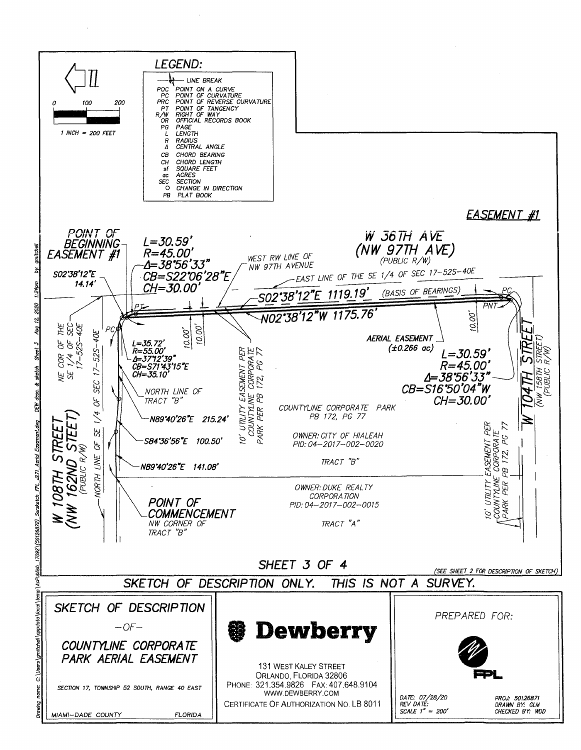## LEGEND:

- LINE BREAK
- POC — POINT ON A CURVE
- PC — POINT OF CURVATURE
- PRC — POINT OF REVERSE CURVATURE
- PT — POINT OF TANGENCY
- R/W — RIGHT OF WAY
- OR — OFFICIAL RECORDS BOOK
- PG — PAGE
- L — LENGTH
- R — RADIUS
- Δ — CENTRAL ANGLE
- CB — CHORD BEARING
- CH — CHORD LENGTH
- sf — SQUARE FEET
- ac — ACRES
- SEC — SECTION
- O — CHANGE IN DIRECTION
- PB — PLAT BOOK

0 100 200

1 INCH = 200 FEET

EASEMENT #1

POINT OF BEGINNING EASEMENT #1

S02°38'12"E 14.14'

L=30.59'
R=45.00'
Δ=38°56'33"
CB=S22°06'28"E
CH=30.00'

WEST RW LINE OF NW 97TH AVENUE

W 36TH AVE (NW 97TH AVE) (PUBLIC R/W)

EAST LINE OF THE SE 1/4 OF SEC 17-52S-40E

S02°38'12"E 1119.19' (BASIS OF BEARINGS)

N02°38'12"W 1175.76'

PT PC PNT

10.00' 10.00' 10.00'

NE COR OF THE SE 1/4 OF SEC 17-52S-40E

L=35.72'
R=55.00'
Δ=37°12'39"
CB=S71°43'15"E
CH=35.10'

NORTH LINE OF TRACT "B"

N89°40'26"E 215.24'

S84°36'56"E 100.50'

N89°40'26"E 141.08'

NORTH LINE OF SE 1/4 OF SEC 17-52S-40E

W 108TH STREET (NW 162ND STEET) (PUBLIC R/W)

10' UTILITY EASEMENT PER COUNTYLINE CORPORATE PARK PER PB 172, PG 77

AERIAL EASEMENT (±0.266 ac)

L=30.59'
R=45.00'
Δ=38°56'33"
CB=S16°50'04"W
CH=30.00'

W 104TH STREET (NW 158TH STREET) (PUBLIC R/W)

COUNTYLINE CORPORATE PARK PB 172, PG 77

OWNER: CITY OF HIALEAH
PID: 04-2017-002-0020

TRACT "B"

OWNER: DUKE REALTY CORPORATION
PID: 04-2017-002-0015

TRACT "A"

10' UTILITY EASEMENT PER COUNTYLINE CORPORATE PARK PER PB 172, PG 77

POINT OF COMMENCEMENT
NW CORNER OF TRACT "B"

SHEET 3 OF 4

(SEE SHEET 2 FOR DESCRIPTION OF SKETCH)

SKETCH OF DESCRIPTION ONLY. THIS IS NOT A SURVEY.

SKETCH OF DESCRIPTION
-OF-
COUNTYLINE CORPORATE PARK AERIAL EASEMENT

SECTION 17, TOWNSHIP 52 SOUTH, RANGE 40 EAST

MIAMI-DADE COUNTY FLORIDA

**Dewberry**

131 WEST KALEY STREET
ORLANDO, FLORIDA 32806
PHONE: 321.354.9826 FAX: 407.648.9104
WWW.DEWBERRY.COM
CERTIFICATE OF AUTHORIZATION NO. LB 8011

PREPARED FOR:

FPL

DATE: 07/28/20
REV DATE:
SCALE 1" = 200'

PROJ: 50126871
DRAWN BY: GLM
CHECKED BY: WDD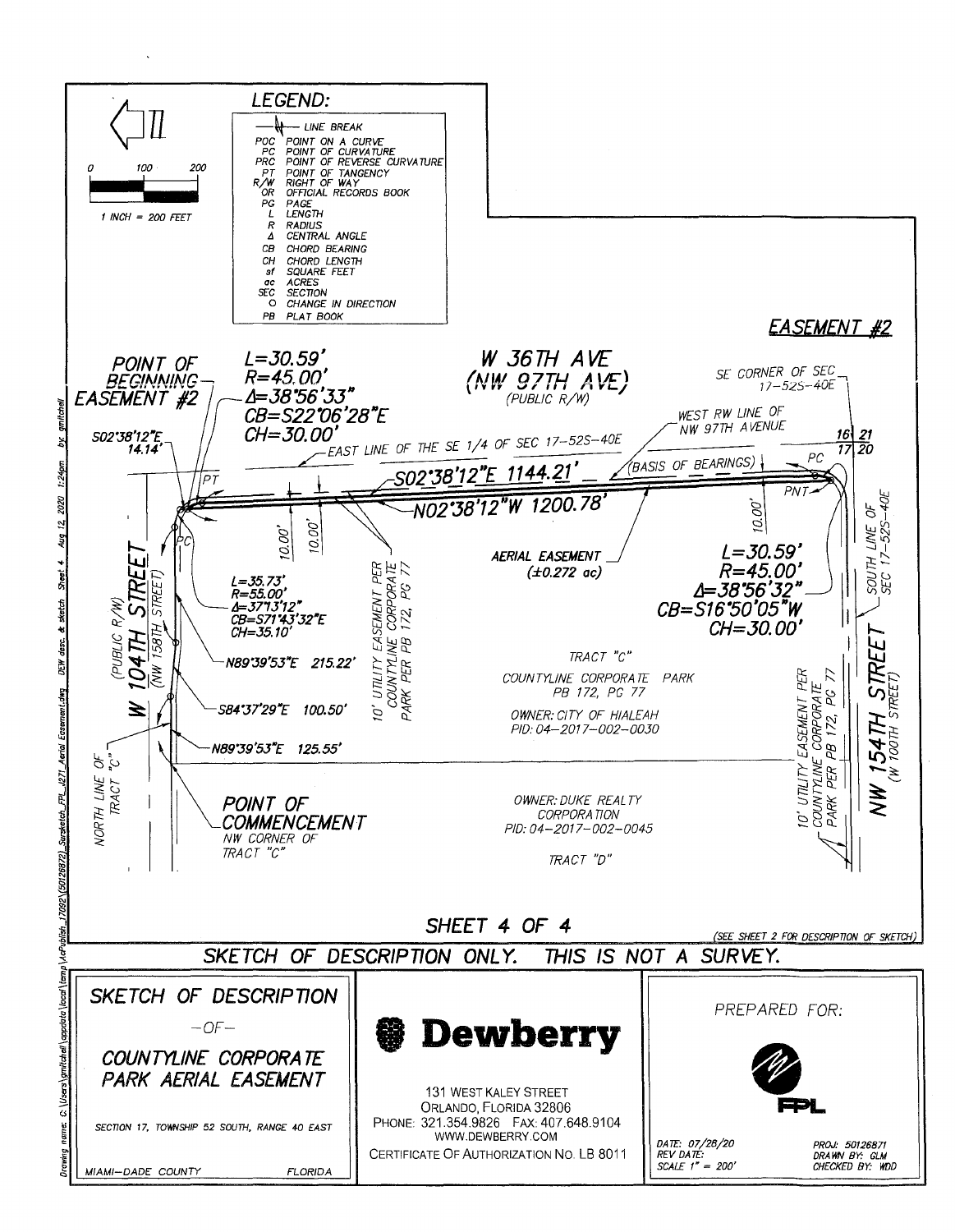## LEGEND:

- LINE BREAK
- POC POINT ON A CURVE
- PC POINT OF CURVATURE
- PRC POINT OF REVERSE CURVATURE
- PT POINT OF TANGENCY
- R/W RIGHT OF WAY
- OR OFFICIAL RECORDS BOOK
- PG PAGE
- L LENGTH
- R RADIUS
- Δ CENTRAL ANGLE
- CB CHORD BEARING
- CH CHORD LENGTH
- sf SQUARE FEET
- ac ACRES
- SEC SECTION
- O CHANGE IN DIRECTION
- PB PLAT BOOK

0 100 200

1 INCH = 200 FEET

## EASEMENT #2

POINT OF BEGINNING EASEMENT #2

L=30.59'
R=45.00'
Δ=38°56'33"
CB=S22°06'28"E
CH=30.00'

W 36TH AVE
(NW 97TH AVE)
(PUBLIC R/W)

SE CORNER OF SEC 17-52S-40E

WEST RW LINE OF NW 97TH AVENUE

S02°38'12"E 14.14'

EAST LINE OF THE SE 1/4 OF SEC 17-52S-40E

16 21
17 20

PT

S02°38'12"E 1144.21'

(BASIS OF BEARINGS)

PC

PNT

N02°38'12"W 1200.78'

10.00'
10.00'
10.00'

PC

AERIAL EASEMENT
(±0.272 ac)

L=30.59'
R=45.00'
Δ=38°56'32"
CB=S16°50'05"W
CH=30.00'

SOUTH LINE OF SEC 17-52S-40E

L=35.73'
R=55.00'
Δ=37°13'12"
CB=S71°43'32"E
CH=35.10'

10' UTILITY EASEMENT PER COUNTYLINE CORPORATE PARK PER PB 172, PG 77

W 104TH STREET
(NW 158TH STREET)
(PUBLIC R/W)

N89°39'53"E 215.22'

TRACT "C"
COUNTYLINE CORPORATE PARK
PB 172, PG 77
OWNER: CITY OF HIALEAH
PID: 04-2017-002-0030

S84°37'29"E 100.50'

N89°39'53"E 125.55'

10' UTILITY EASEMENT PER COUNTYLINE CORPORATE PARK PER PB 172, PG 77

NW 154TH STREET
(W 100TH STREET)

NORTH LINE OF TRACT "C"

POINT OF COMMENCEMENT
NW CORNER OF TRACT "C"

OWNER: DUKE REALTY CORPORATION
PID: 04-2017-002-0045

TRACT "D"

SHEET 4 OF 4

(SEE SHEET 2 FOR DESCRIPTION OF SKETCH)

SKETCH OF DESCRIPTION ONLY. THIS IS NOT A SURVEY.

SKETCH OF DESCRIPTION
-OF-
COUNTYLINE CORPORATE PARK AERIAL EASEMENT

SECTION 17, TOWNSHIP 52 SOUTH, RANGE 40 EAST

MIAMI-DADE COUNTY FLORIDA

**Dewberry**
131 WEST KALEY STREET
ORLANDO, FLORIDA 32806
PHONE: 321.354.9826 FAX: 407.648.9104
WWW.DEWBERRY.COM
CERTIFICATE OF AUTHORIZATION NO. LB 8011

PREPARED FOR:
FPL

DATE: 07/28/20
REV DATE:
SCALE 1" = 200'

PROJ: 50126871
DRAWN BY: GLM
CHECKED BY: WDD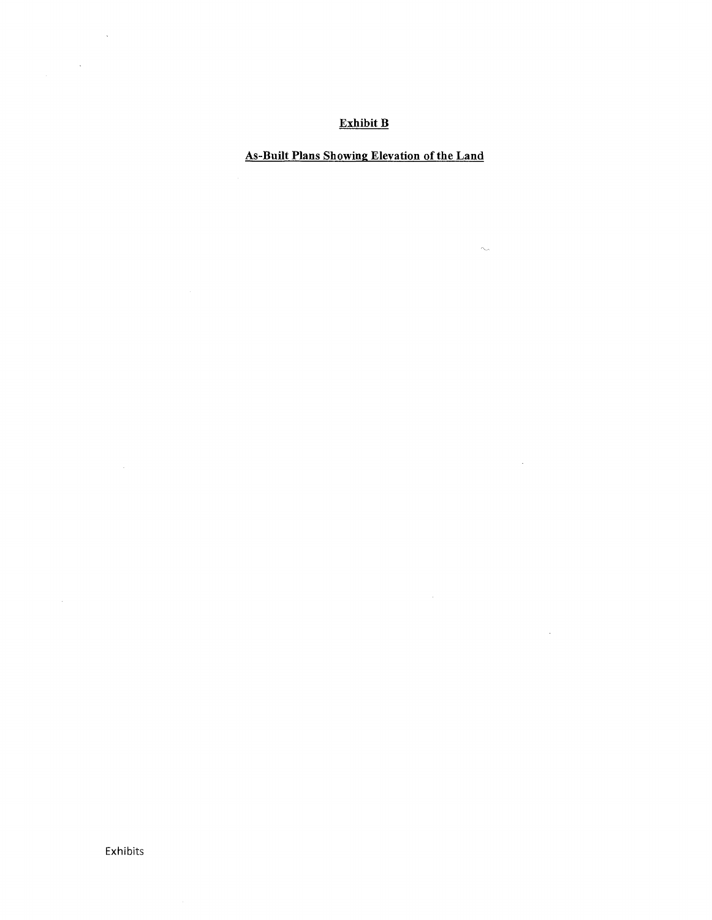**Exhibit B**

**As-Built Plans Showing Elevation of the Land**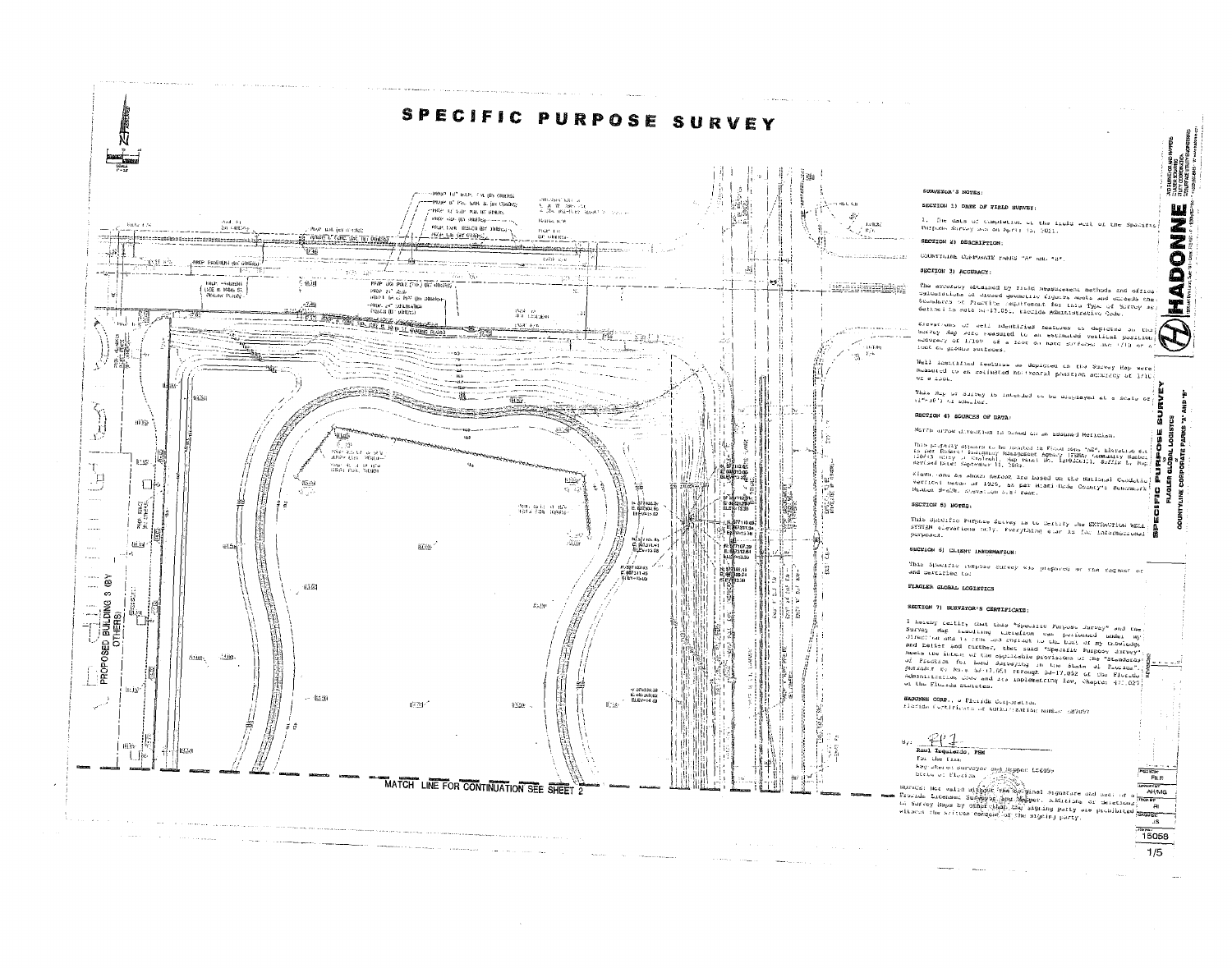# SPECIFIC PURPOSE SURVEY

PROPOSED BUILDING 3 (BY OTHERS)

MATCH LINE FOR CONTINUATION SEE SHEET 2

## SURVEYOR'S NOTES:

### SECTION 1) DATE OF FIELD SURVEY:

1. The date of completion of the field work of the Specific Purpose Survey was on April 13, 2021.

### SECTION 2) DESCRIPTION:

COUNTYLINE CORPORATE PARKS "A" and "B".

### SECTION 3) ACCURACY:

The accuracy obtained by field measurement methods and office calculations of closed geometric figures meets and exceeds the Standards of Practice requirement for this Type of Survey as defined in Rule 5J-17.051, Florida Administrative Code.

Elevations of well identified features as depicted on the Survey Map were measured to an estimated vertical position accuracy of 1/100 of a foot on hard surfaces and 1/10 of a foot on ground surfaces.

Well identified features as depicted on the Survey Map were measured to an estimated horizontal position accuracy of 1/10 of a foot.

This Map of Survey is intended to be displayed at a scale of (1"=30') or smaller.

### SECTION 4) SOURCES OF DATA:

North arrow direction is based on an assumed Meridian.

This property appears to be located in Flood Zone "AE", Elevation 6.0 as per Federal Emergency Management Agency (FEMA) Community Number 120635 (City of Hialeah), Map Panel No. 12086C0111, Suffix L, Map Revised Date: September 11, 2009.

Elevations as shown hereon are based on the National Geodetic Vertical Datum of 1929, as per Miami Dade County's Benchmark Number N-426, Elevation 5.87 feet.

### SECTION 5) NOTES:

This Specific Purpose Survey is to certify the EXTRACTION WELL SYSTEM elevations only. Everything else is for informational purposes.

### SECTION 6) CLIENT INFORMATION:

This Specific Purpose Survey was prepared at the request of and certified to:

FLAGLER GLOBAL LOGISTICS

### SECTION 7) SURVEYOR'S CERTIFICATE:

I hereby certify that this "Specific Purpose Survey" and the Survey Map resulting therefrom was performed under my direction and is true and correct to the best of my knowledge and belief and further, that said "Specific Purpose Survey" meets the intent of the applicable provisions of the "Standards of Practice for Land Surveying in the State of Florida", pursuant to Rule 5J-17.051 through 5J-17.052 of the Florida Administrative Code and its implementing law, Chapter 472.027 of the Florida Statutes.

HADONNE CORP., a Florida Corporation
Florida Certificate of Authorization Number LB7097

By: ______________________
Raul Izquierdo, PSM
For the Firm
Registered Surveyor and Mapper LS6095
State of Florida

NOTICE: Not valid without the original signature and seal of a Florida Licensed Surveyor and Mapper. Additions or deletions to Survey Maps by other than the signing party are prohibited without the written consent of the signing party.

HADONNE

SPECIFIC PURPOSE SURVEY
FLAGLER GLOBAL LOGISTICS
COUNTYLINE CORPORATE PARKS "A" AND "B"

| | |
|---|---|
| FILE | |
| AH/MG | |
| RI | |
| JS | |
| 15058 | |
| 1/5 | |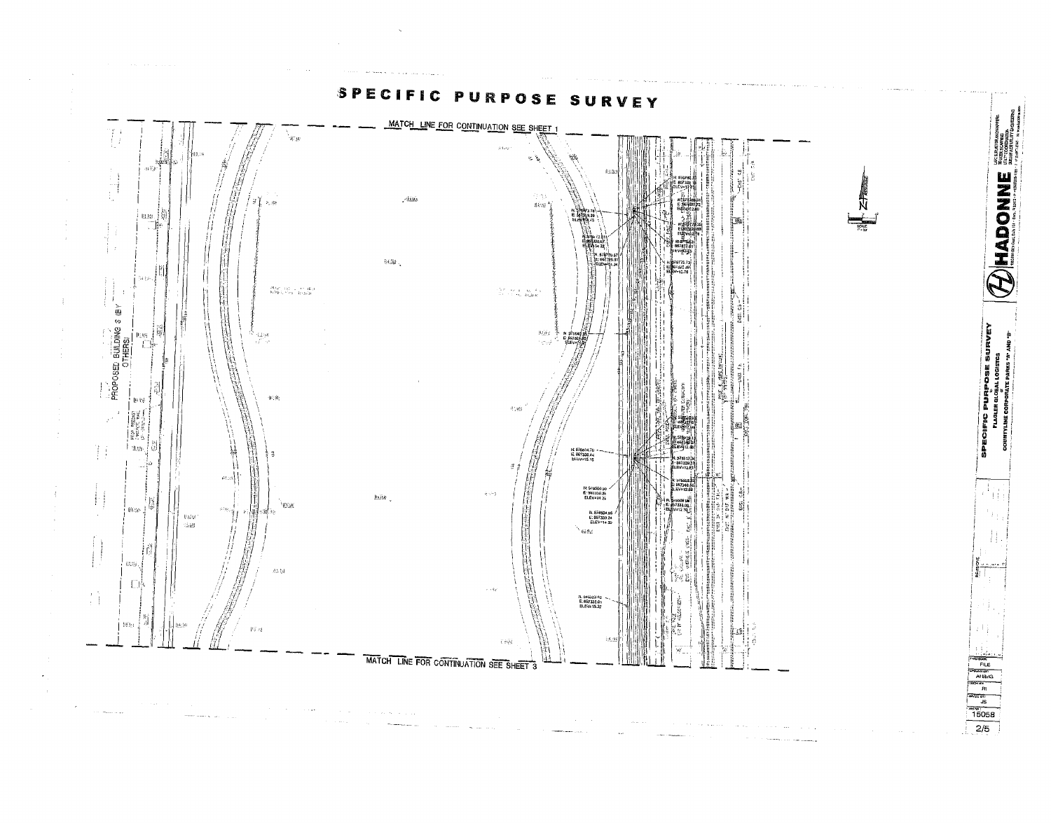# SPECIFIC PURPOSE SURVEY

MATCH LINE FOR CONTINUATION SEE SHEET 1

PROPOSED BUILDING 8 (BY OTHERS)

N: 578614.70
E: 867338.44
ELEV=15.15

N: 578600.50
E: 867332.26
ELEV=14.35

N: 578504.66
E: 867330.24
ELEV=14.30

N: 578320.60
E: 867332.01
ELEV=15.37

MATCH LINE FOR CONTINUATION SEE SHEET 3

SPECIFIC PURPOSE SURVEY
FLAGLER GLOBAL LOGISTICS
COUNTYLINE CORPORATE PARKS "A" AND "B"

HADONNE

FILE
DRAWN BY: AI/BN/G
CHECKED BY: RI
JS
15058
2/5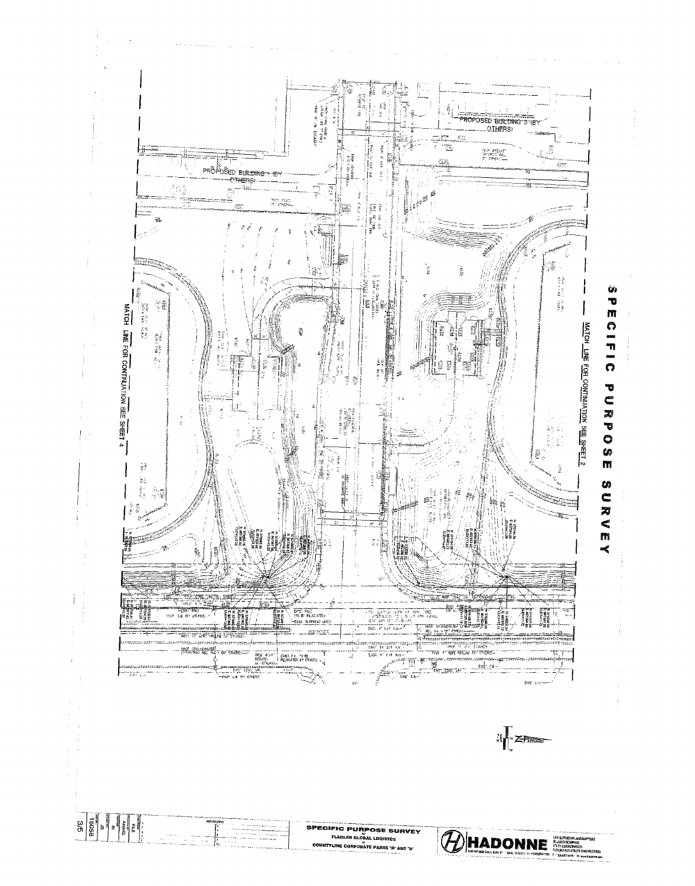# SPECIFIC PURPOSE SURVEY

PROPOSED BUILDING 3 (BY OTHERS)

PROPOSED BUILDING 1 (BY OTHERS)

MATCH LINE FOR CONTINUATION SEE SHEET 2

MATCH LINE FOR CONTINUATION SEE SHEET 4

EXIST. POLE (TO BE RELOCATED)

EXIST. OVERHEAD LINES

PROP. C.B. (BY OTHERS)

EXIST. F.H. TO BE RELOCATED BY OTHERS

**SPECIFIC PURPOSE SURVEY**
FLAGLER GLOBAL LOGISTICS
COUNTYLINE CORPORATE PARKS "A" AND "B"

**HADONNE**
LAND SURVEYORS AND MAPPERS
3D LASER SCANNING
UTILITY COORDINATION
SUBSURFACE UTILITY ENGINEERING

15068

3/5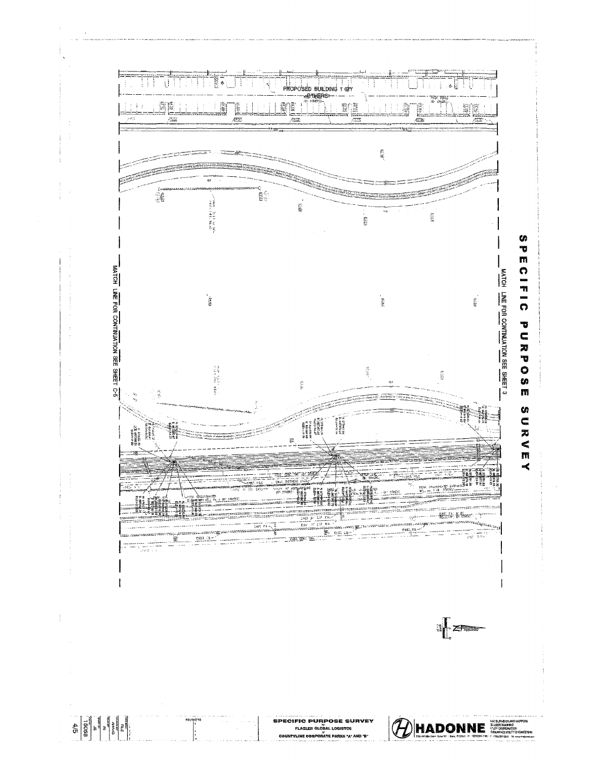# SPECIFIC PURPOSE SURVEY

PROPOSED BUILDING 1 (BY OTHERS)

MATCH LINE FOR CONTINUATION SEE SHEET 3

MATCH LINE FOR CONTINUATION SEE SHEET C-5

N ASSUMED

**SPECIFIC PURPOSE SURVEY**
for
**FLAGLER GLOBAL LOGISTICS**
of
**COUNTYLINE CORPORATE PARKS "A" AND "B"**

**HADONNE**

15058

4/5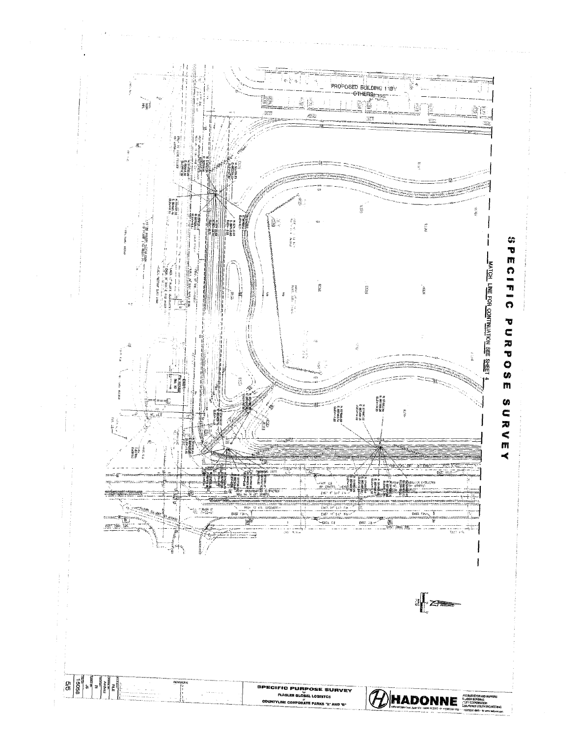# SPECIFIC PURPOSE SURVEY

MATCH LINE FOR CONTINUATION SEE SHEET 4

PROPOSED BUILDING 1 (BY OTHERS)

## SPECIFIC PURPOSE SURVEY

FLAGLER GLOBAL LOGISTICS

COUNTYLINE CORPORATE PARKS "A" AND "B"

HADONNE

15058

5/5